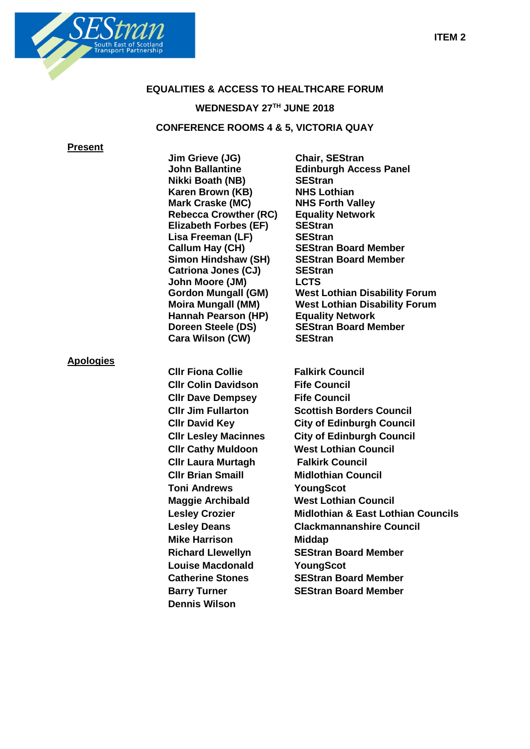ITEM 2

# EQUALITIES & ACCESS TO HEALTHCARE FORUM

## WEDNESDAY 27TH JUNE 2018

## CONFERENCE ROOMS 4 & 5, VICTORIA QUAY

**Present**

| | |
|---|---|
| **Jim Grieve (JG)** | **Chair, SEStran** |
| **John Ballantine** | **Edinburgh Access Panel** |
| **Nikki Boath (NB)** | **SEStran** |
| **Karen Brown (KB)** | **NHS Lothian** |
| **Mark Craske (MC)** | **NHS Forth Valley** |
| **Rebecca Crowther (RC)** | **Equality Network** |
| **Elizabeth Forbes (EF)** | **SEStran** |
| **Lisa Freeman (LF)** | **SEStran** |
| **Callum Hay (CH)** | **SEStran Board Member** |
| **Simon Hindshaw (SH)** | **SEStran Board Member** |
| **Catriona Jones (CJ)** | **SEStran** |
| **John Moore (JM)** | **LCTS** |
| **Gordon Mungall (GM)** | **West Lothian Disability Forum** |
| **Moira Mungall (MM)** | **West Lothian Disability Forum** |
| **Hannah Pearson (HP)** | **Equality Network** |
| **Doreen Steele (DS)** | **SEStran Board Member** |
| **Cara Wilson (CW)** | **SEStran** |

**Apologies**

| | |
|---|---|
| **Cllr Fiona Collie** | **Falkirk Council** |
| **Cllr Colin Davidson** | **Fife Council** |
| **Cllr Dave Dempsey** | **Fife Council** |
| **Cllr Jim Fullarton** | **Scottish Borders Council** |
| **Cllr David Key** | **City of Edinburgh Council** |
| **Cllr Lesley Macinnes** | **City of Edinburgh Council** |
| **Cllr Cathy Muldoon** | **West Lothian Council** |
| **Cllr Laura Murtagh** | **Falkirk Council** |
| **Cllr Brian Smaill** | **Midlothian Council** |
| **Toni Andrews** | **YoungScot** |
| **Maggie Archibald** | **West Lothian Council** |
| **Lesley Crozier** | **Midlothian & East Lothian Councils** |
| **Lesley Deans** | **Clackmannanshire Council** |
| **Mike Harrison** | **Middap** |
| **Richard Llewellyn** | **SEStran Board Member** |
| **Louise Macdonald** | **YoungScot** |
| **Catherine Stones** | **SEStran Board Member** |
| **Barry Turner** | **SEStran Board Member** |
| **Dennis Wilson** | |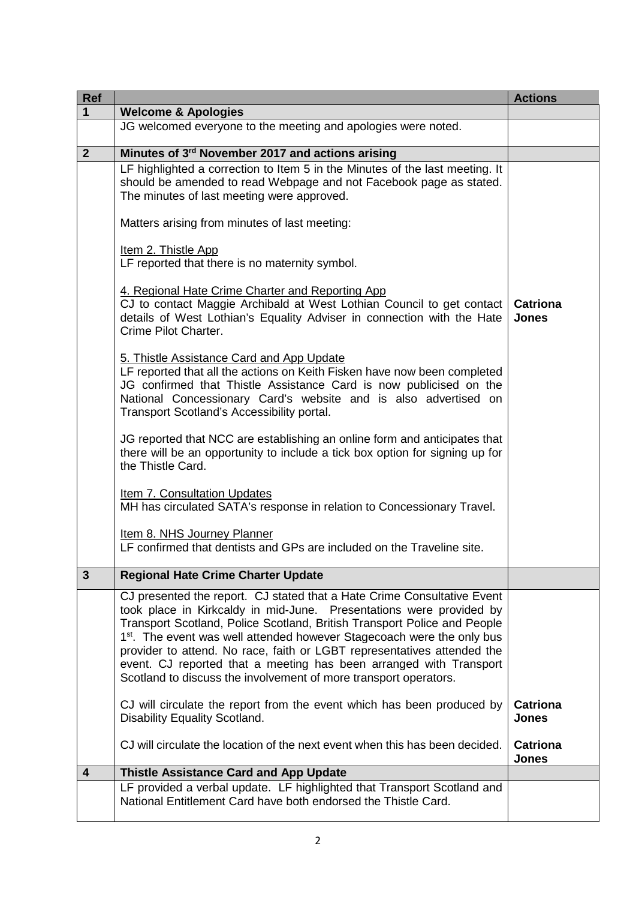| Ref | | Actions |
|---|---|---|
| **1** | **Welcome & Apologies** | |
| | JG welcomed everyone to the meeting and apologies were noted. | |
| **2** | **Minutes of 3rd November 2017 and actions arising** | |
| | LF highlighted a correction to Item 5 in the Minutes of the last meeting. It should be amended to read Webpage and not Facebook page as stated. The minutes of last meeting were approved.<br><br>Matters arising from minutes of last meeting:<br><br>Item 2. Thistle App<br>LF reported that there is no maternity symbol.<br><br>4. Regional Hate Crime Charter and Reporting App<br>CJ to contact Maggie Archibald at West Lothian Council to get contact details of West Lothian's Equality Adviser in connection with the Hate Crime Pilot Charter.<br><br>5. Thistle Assistance Card and App Update<br>LF reported that all the actions on Keith Fisken have now been completed JG confirmed that Thistle Assistance Card is now publicised on the National Concessionary Card's website and is also advertised on Transport Scotland's Accessibility portal.<br><br>JG reported that NCC are establishing an online form and anticipates that there will be an opportunity to include a tick box option for signing up for the Thistle Card.<br><br>Item 7. Consultation Updates<br>MH has circulated SATA's response in relation to Concessionary Travel.<br><br>Item 8. NHS Journey Planner<br>LF confirmed that dentists and GPs are included on the Traveline site. | **Catriona Jones** |
| **3** | **Regional Hate Crime Charter Update** | |
| | CJ presented the report. CJ stated that a Hate Crime Consultative Event took place in Kirkcaldy in mid-June. Presentations were provided by Transport Scotland, Police Scotland, British Transport Police and People 1st. The event was well attended however Stagecoach were the only bus provider to attend. No race, faith or LGBT representatives attended the event. CJ reported that a meeting has been arranged with Transport Scotland to discuss the involvement of more transport operators.<br><br>CJ will circulate the report from the event which has been produced by Disability Equality Scotland.<br><br>CJ will circulate the location of the next event when this has been decided. | **Catriona Jones**<br><br>**Catriona Jones** |
| **4** | **Thistle Assistance Card and App Update** | |
| | LF provided a verbal update. LF highlighted that Transport Scotland and National Entitlement Card have both endorsed the Thistle Card. | |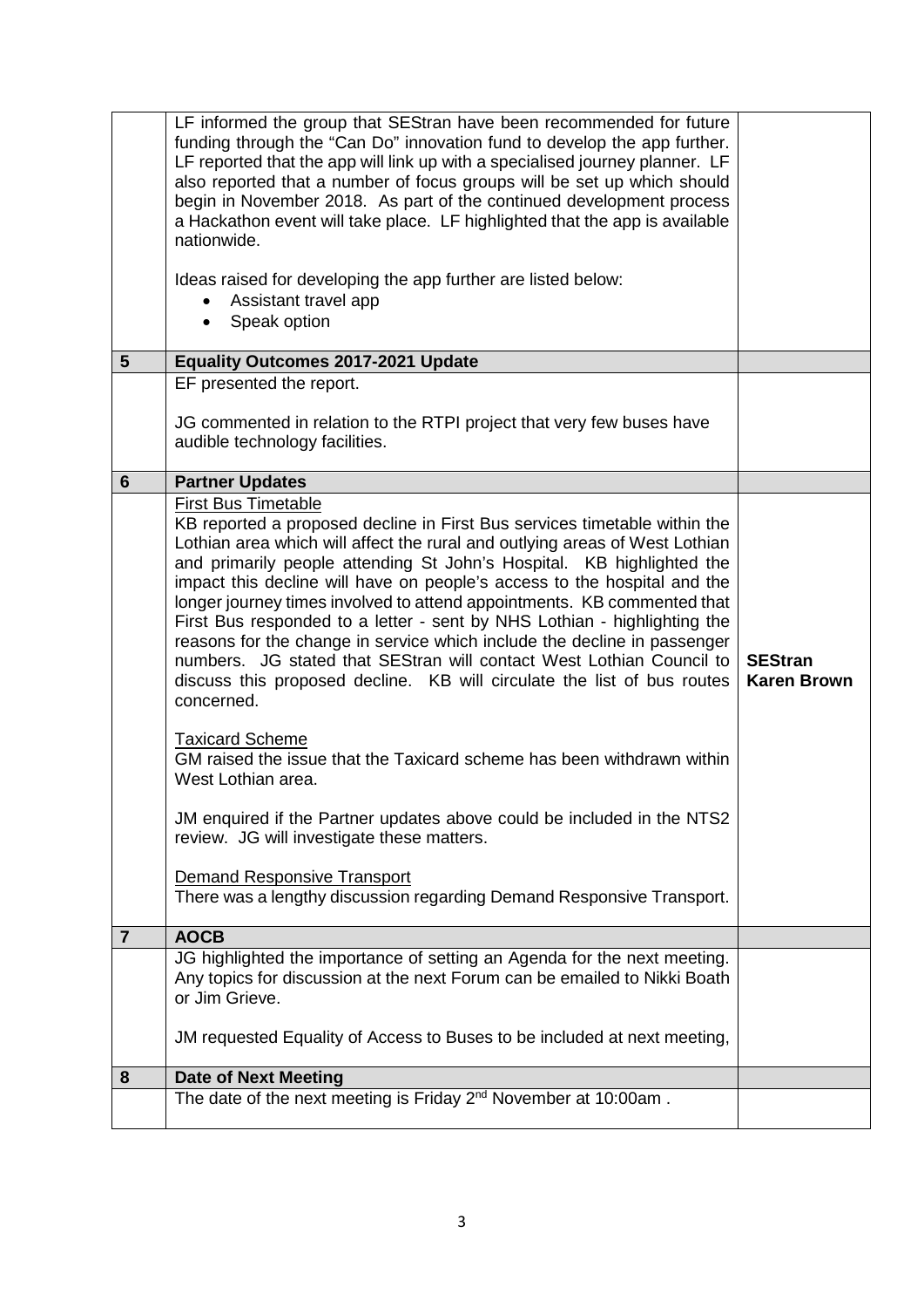| | | |
|---|---|---|
| | LF informed the group that SEStran have been recommended for future funding through the "Can Do" innovation fund to develop the app further. LF reported that the app will link up with a specialised journey planner. LF also reported that a number of focus groups will be set up which should begin in November 2018. As part of the continued development process a Hackathon event will take place. LF highlighted that the app is available nationwide.<br><br>Ideas raised for developing the app further are listed below:<br>• Assistant travel app<br>• Speak option | |
| **5** | **Equality Outcomes 2017-2021 Update** | |
| | EF presented the report.<br><br>JG commented in relation to the RTPI project that very few buses have audible technology facilities. | |
| **6** | **Partner Updates** | |
| | First Bus Timetable<br>KB reported a proposed decline in First Bus services timetable within the Lothian area which will affect the rural and outlying areas of West Lothian and primarily people attending St John's Hospital. KB highlighted the impact this decline will have on people's access to the hospital and the longer journey times involved to attend appointments. KB commented that First Bus responded to a letter - sent by NHS Lothian - highlighting the reasons for the change in service which include the decline in passenger numbers. JG stated that SEStran will contact West Lothian Council to discuss this proposed decline. KB will circulate the list of bus routes concerned.<br><br>Taxicard Scheme<br>GM raised the issue that the Taxicard scheme has been withdrawn within West Lothian area.<br><br>JM enquired if the Partner updates above could be included in the NTS2 review. JG will investigate these matters.<br><br>Demand Responsive Transport<br>There was a lengthy discussion regarding Demand Responsive Transport. | **SEStran**<br>**Karen Brown** |
| **7** | **AOCB** | |
| | JG highlighted the importance of setting an Agenda for the next meeting. Any topics for discussion at the next Forum can be emailed to Nikki Boath or Jim Grieve.<br><br>JM requested Equality of Access to Buses to be included at next meeting, | |
| **8** | **Date of Next Meeting** | |
| | The date of the next meeting is Friday 2nd November at 10:00am . | |